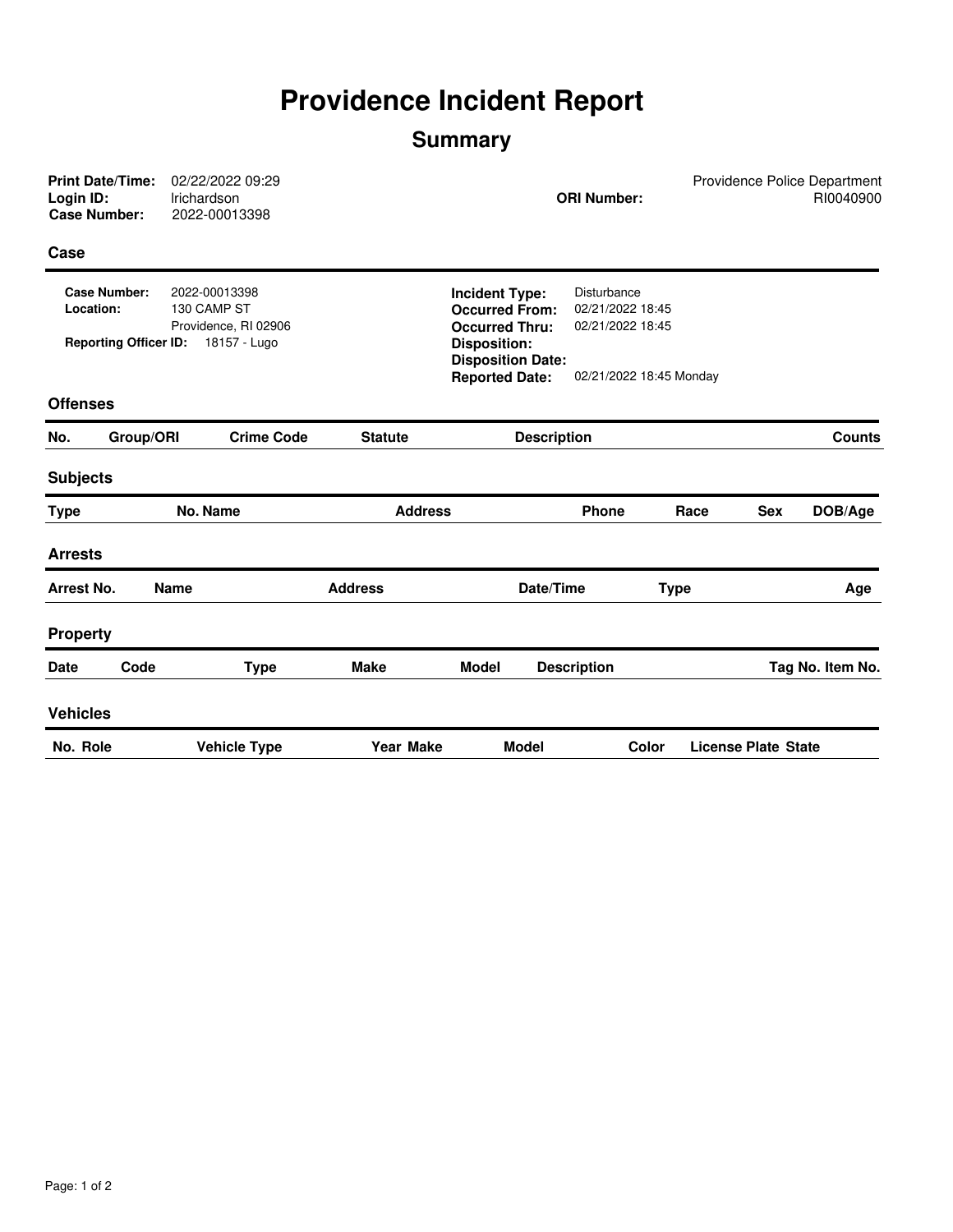# Providence Incident Report

## Summary

**Print Date/Time:** 02/22/2022 09:29
**Login ID:** lrichardson
**Case Number:** 2022-00013398

**ORI Number:**

Providence Police Department
RI0040900

### Case

**Case Number:** 2022-00013398
**Location:** 130 CAMP ST
Providence, RI 02906
**Reporting Officer ID:** 18157 - Lugo

**Incident Type:** Disturbance
**Occurred From:** 02/21/2022 18:45
**Occurred Thru:** 02/21/2022 18:45
**Disposition:**
**Disposition Date:**
**Reported Date:** 02/21/2022 18:45 Monday

### Offenses

| No. | Group/ORI | Crime Code | Statute | Description | Counts |
|---|---|---|---|---|---|

### Subjects

| Type | No. | Name | Address | Phone | Race | Sex | DOB/Age |
|---|---|---|---|---|---|---|---|

### Arrests

| Arrest No. | Name | Address | Date/Time | Type | Age |
|---|---|---|---|---|---|

### Property

| Date | Code | Type | Make | Model | Description | Tag No. | Item No. |
|---|---|---|---|---|---|---|---|

### Vehicles

| No. | Role | Vehicle Type | Year | Make | Model | Color | License Plate | State |
|---|---|---|---|---|---|---|---|---|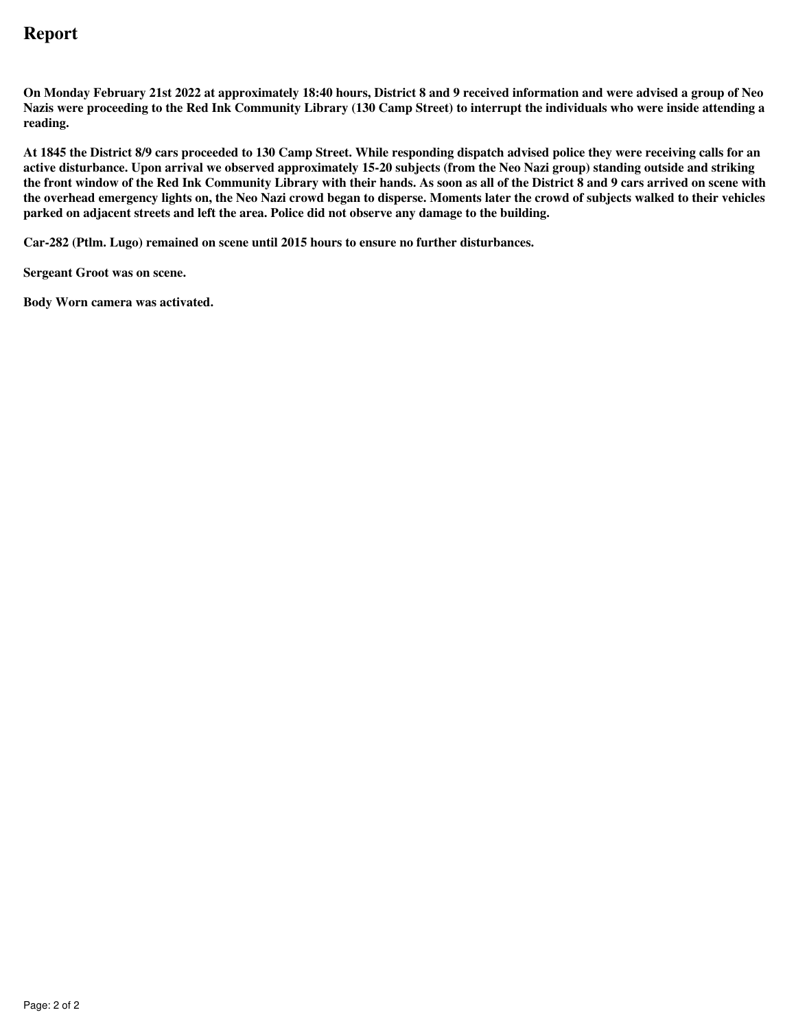# Report

**On Monday February 21st 2022 at approximately 18:40 hours, District 8 and 9 received information and were advised a group of Neo Nazis were proceeding to the Red Ink Community Library (130 Camp Street) to interrupt the individuals who were inside attending a reading.**

**At 1845 the District 8/9 cars proceeded to 130 Camp Street. While responding dispatch advised police they were receiving calls for an active disturbance. Upon arrival we observed approximately 15-20 subjects (from the Neo Nazi group) standing outside and striking the front window of the Red Ink Community Library with their hands. As soon as all of the District 8 and 9 cars arrived on scene with the overhead emergency lights on, the Neo Nazi crowd began to disperse. Moments later the crowd of subjects walked to their vehicles parked on adjacent streets and left the area. Police did not observe any damage to the building.**

**Car-282 (Ptlm. Lugo) remained on scene until 2015 hours to ensure no further disturbances.**

**Sergeant Groot was on scene.**

**Body Worn camera was activated.**